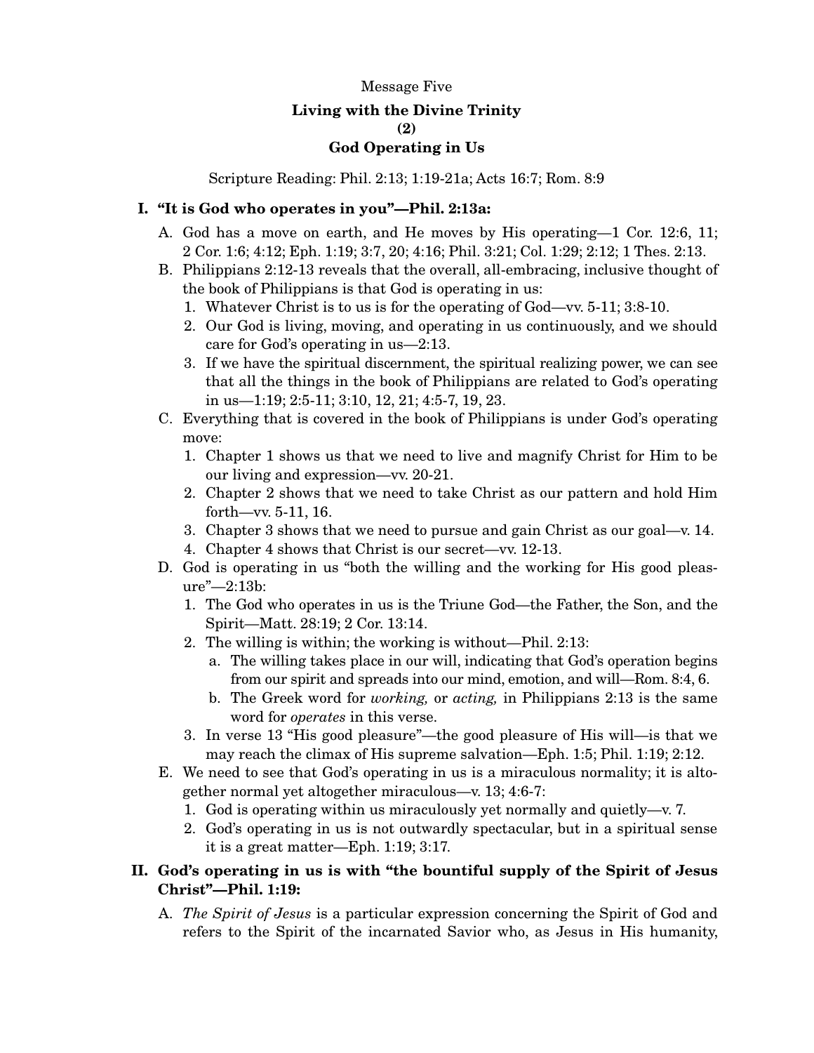Message Five

**Living with the Divine Trinity**
**(2)**
**God Operating in Us**

Scripture Reading: Phil. 2:13; 1:19-21a; Acts 16:7; Rom. 8:9

## I. "It is God who operates in you"—Phil. 2:13a:

A. God has a move on earth, and He moves by His operating—1 Cor. 12:6, 11; 2 Cor. 1:6; 4:12; Eph. 1:19; 3:7, 20; 4:16; Phil. 3:21; Col. 1:29; 2:12; 1 Thes. 2:13.

B. Philippians 2:12-13 reveals that the overall, all-embracing, inclusive thought of the book of Philippians is that God is operating in us:

1. Whatever Christ is to us is for the operating of God—vv. 5-11; 3:8-10.
2. Our God is living, moving, and operating in us continuously, and we should care for God's operating in us—2:13.
3. If we have the spiritual discernment, the spiritual realizing power, we can see that all the things in the book of Philippians are related to God's operating in us—1:19; 2:5-11; 3:10, 12, 21; 4:5-7, 19, 23.

C. Everything that is covered in the book of Philippians is under God's operating move:

1. Chapter 1 shows us that we need to live and magnify Christ for Him to be our living and expression—vv. 20-21.
2. Chapter 2 shows that we need to take Christ as our pattern and hold Him forth—vv. 5-11, 16.
3. Chapter 3 shows that we need to pursue and gain Christ as our goal—v. 14.
4. Chapter 4 shows that Christ is our secret—vv. 12-13.

D. God is operating in us "both the willing and the working for His good pleasure"—2:13b:

1. The God who operates in us is the Triune God—the Father, the Son, and the Spirit—Matt. 28:19; 2 Cor. 13:14.
2. The willing is within; the working is without—Phil. 2:13:
   a. The willing takes place in our will, indicating that God's operation begins from our spirit and spreads into our mind, emotion, and will—Rom. 8:4, 6.
   b. The Greek word for *working,* or *acting,* in Philippians 2:13 is the same word for *operates* in this verse.
3. In verse 13 "His good pleasure"—the good pleasure of His will—is that we may reach the climax of His supreme salvation—Eph. 1:5; Phil. 1:19; 2:12.

E. We need to see that God's operating in us is a miraculous normality; it is altogether normal yet altogether miraculous—v. 13; 4:6-7:

1. God is operating within us miraculously yet normally and quietly—v. 7.
2. God's operating in us is not outwardly spectacular, but in a spiritual sense it is a great matter—Eph. 1:19; 3:17.

## II. God's operating in us is with "the bountiful supply of the Spirit of Jesus Christ"—Phil. 1:19:

A. *The Spirit of Jesus* is a particular expression concerning the Spirit of God and refers to the Spirit of the incarnated Savior who, as Jesus in His humanity,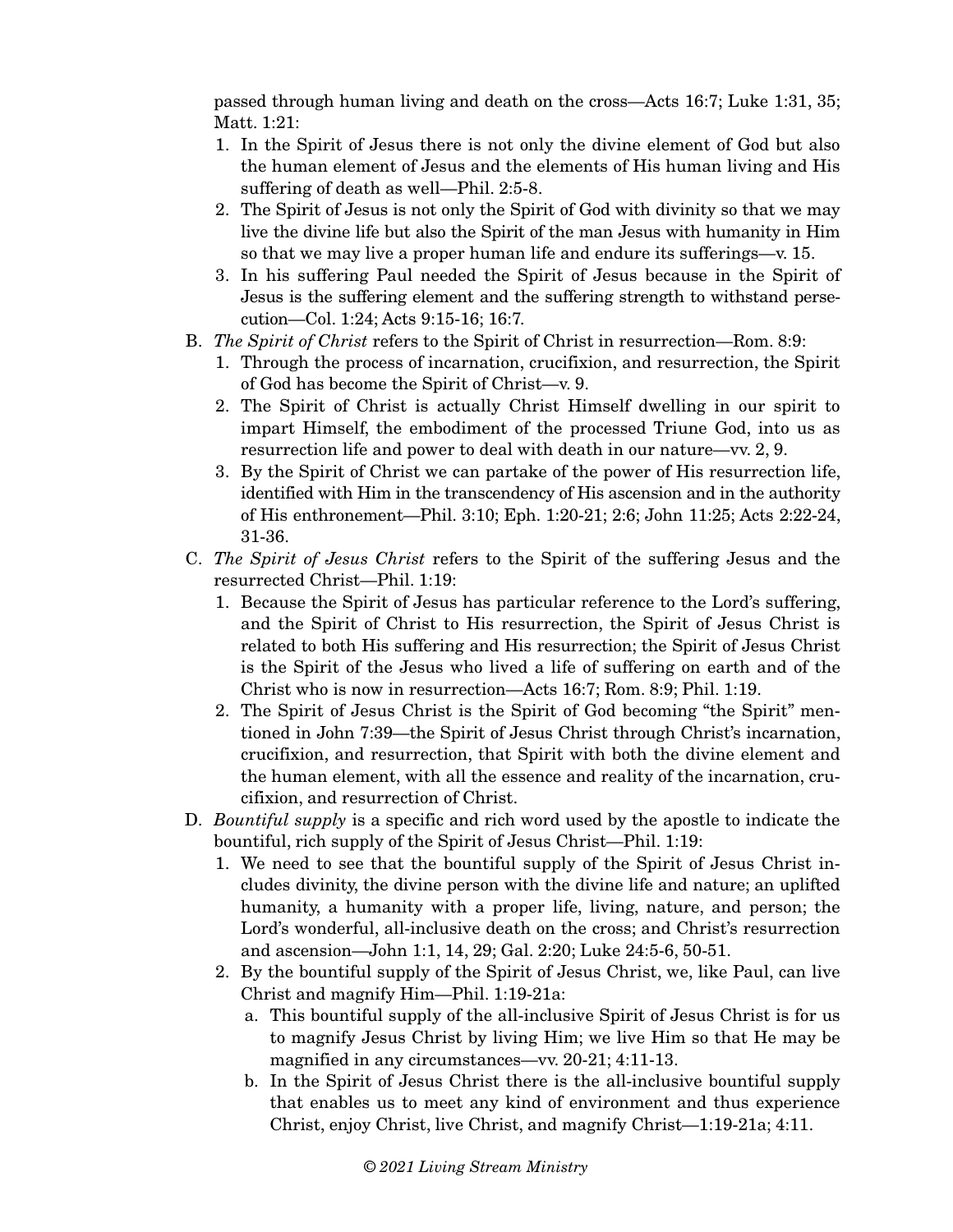passed through human living and death on the cross—Acts 16:7; Luke 1:31, 35; Matt. 1:21:

1. In the Spirit of Jesus there is not only the divine element of God but also the human element of Jesus and the elements of His human living and His suffering of death as well—Phil. 2:5-8.
2. The Spirit of Jesus is not only the Spirit of God with divinity so that we may live the divine life but also the Spirit of the man Jesus with humanity in Him so that we may live a proper human life and endure its sufferings—v. 15.
3. In his suffering Paul needed the Spirit of Jesus because in the Spirit of Jesus is the suffering element and the suffering strength to withstand persecution—Col. 1:24; Acts 9:15-16; 16:7.

B. *The Spirit of Christ* refers to the Spirit of Christ in resurrection—Rom. 8:9:

1. Through the process of incarnation, crucifixion, and resurrection, the Spirit of God has become the Spirit of Christ—v. 9.
2. The Spirit of Christ is actually Christ Himself dwelling in our spirit to impart Himself, the embodiment of the processed Triune God, into us as resurrection life and power to deal with death in our nature—vv. 2, 9.
3. By the Spirit of Christ we can partake of the power of His resurrection life, identified with Him in the transcendency of His ascension and in the authority of His enthronement—Phil. 3:10; Eph. 1:20-21; 2:6; John 11:25; Acts 2:22-24, 31-36.

C. *The Spirit of Jesus Christ* refers to the Spirit of the suffering Jesus and the resurrected Christ—Phil. 1:19:

1. Because the Spirit of Jesus has particular reference to the Lord's suffering, and the Spirit of Christ to His resurrection, the Spirit of Jesus Christ is related to both His suffering and His resurrection; the Spirit of Jesus Christ is the Spirit of the Jesus who lived a life of suffering on earth and of the Christ who is now in resurrection—Acts 16:7; Rom. 8:9; Phil. 1:19.
2. The Spirit of Jesus Christ is the Spirit of God becoming "the Spirit" mentioned in John 7:39—the Spirit of Jesus Christ through Christ's incarnation, crucifixion, and resurrection, that Spirit with both the divine element and the human element, with all the essence and reality of the incarnation, crucifixion, and resurrection of Christ.

D. *Bountiful supply* is a specific and rich word used by the apostle to indicate the bountiful, rich supply of the Spirit of Jesus Christ—Phil. 1:19:

1. We need to see that the bountiful supply of the Spirit of Jesus Christ includes divinity, the divine person with the divine life and nature; an uplifted humanity, a humanity with a proper life, living, nature, and person; the Lord's wonderful, all-inclusive death on the cross; and Christ's resurrection and ascension—John 1:1, 14, 29; Gal. 2:20; Luke 24:5-6, 50-51.
2. By the bountiful supply of the Spirit of Jesus Christ, we, like Paul, can live Christ and magnify Him—Phil. 1:19-21a:
   a. This bountiful supply of the all-inclusive Spirit of Jesus Christ is for us to magnify Jesus Christ by living Him; we live Him so that He may be magnified in any circumstances—vv. 20-21; 4:11-13.
   b. In the Spirit of Jesus Christ there is the all-inclusive bountiful supply that enables us to meet any kind of environment and thus experience Christ, enjoy Christ, live Christ, and magnify Christ—1:19-21a; 4:11.

*© 2021 Living Stream Ministry*